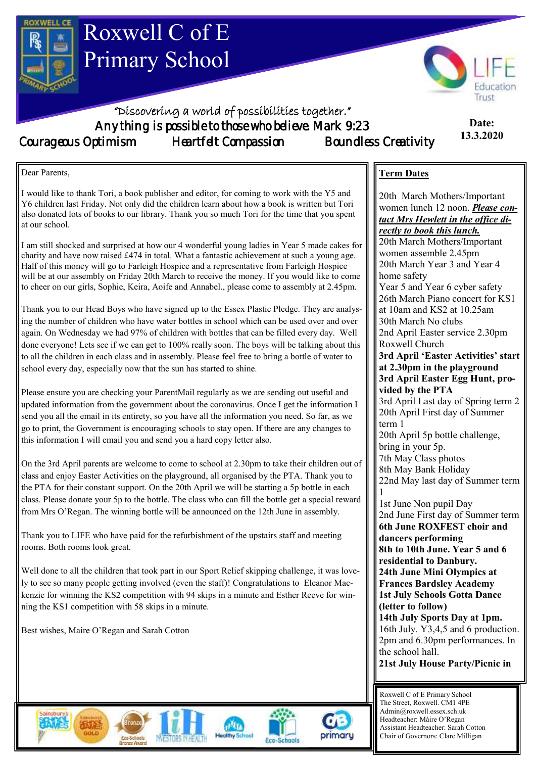# Roxwell C of E Primary School

"Discovering a world of possibilities together."

Anything is possible to those who believe. Mark 9:23

Courageous Optimism Heartfelt Compassion Boundless Creativity

**Date:** 13.3.2020

Dear Parents,

I would like to thank Tori, a book publisher and editor, for coming to work with the Y5 and Y6 children last Friday. Not only did the children learn about how a book is written but Tori also donated lots of books to our library. Thank you so much Tori for the time that you spent at our school.

I am still shocked and surprised at how our 4 wonderful young ladies in Year 5 made cakes for charity and have now raised £474 in total. What a fantastic achievement at such a young age. Half of this money will go to Farleigh Hospice and a representative from Farleigh Hospice will be at our assembly on Friday 20th March to receive the money. If you would like to come to cheer on our girls, Sophie, Keira, Aoife and Annabel., please come to assembly at 2.45pm.

Thank you to our Head Boys who have signed up to the Essex Plastic Pledge. They are analysing the number of children who have water bottles in school which can be used over and over again. On Wednesday we had 97% of children with bottles that can be filled every day. Well done everyone! Lets see if we can get to 100% really soon. The boys will be talking about this to all the children in each class and in assembly. Please feel free to bring a bottle of water to school every day, especially now that the sun has started to shine.

Please ensure you are checking your ParentMail regularly as we are sending out useful and updated information from the government about the coronavirus. Once I get the information I send you all the email in its entirety, so you have all the information you need. So far, as we go to print, the Government is encouraging schools to stay open. If there are any changes to this information I will email you and send you a hard copy letter also.

On the 3rd April parents are welcome to come to school at 2.30pm to take their children out of class and enjoy Easter Activities on the playground, all organised by the PTA. Thank you to the PTA for their constant support. On the 20th April we will be starting a 5p bottle in each class. Please donate your 5p to the bottle. The class who can fill the bottle get a special reward from Mrs O'Regan. The winning bottle will be announced on the 12th June in assembly.

Thank you to LIFE who have paid for the refurbishment of the upstairs staff and meeting rooms. Both rooms look great.

Well done to all the children that took part in our Sport Relief skipping challenge, it was lovely to see so many people getting involved (even the staff)! Congratulations to Eleanor Mackenzie for winning the KS2 competition with 94 skips in a minute and Esther Reeve for winning the KS1 competition with 58 skips in a minute.

Best wishes, Maire O'Regan and Sarah Cotton

## Term Dates

20th March Mothers/Important women lunch 12 noon. ***Please contact Mrs Hewlett in the office directly to book this lunch.***
20th March Mothers/Important women assemble 2.45pm
20th March Year 3 and Year 4 home safety
Year 5 and Year 6 cyber safety
26th March Piano concert for KS1 at 10am and KS2 at 10.25am
30th March No clubs
2nd April Easter service 2.30pm Roxwell Church
**3rd April 'Easter Activities' start at 2.30pm in the playground**
**3rd April Easter Egg Hunt, provided by the PTA**
3rd April Last day of Spring term 2
20th April First day of Summer term 1
20th April 5p bottle challenge, bring in your 5p.
7th May Class photos
8th May Bank Holiday
22nd May last day of Summer term 1
1st June Non pupil Day
2nd June First day of Summer term
**6th June ROXFEST choir and dancers performing**
**8th to 10th June. Year 5 and 6 residential to Danbury.**
**24th June Mini Olympics at Frances Bardsley Academy**
**1st July Schools Gotta Dance (letter to follow)**
**14th July Sports Day at 1pm.**
16th July. Y3,4,5 and 6 production. 2pm and 6.30pm performances. In the school hall.
**21st July House Party/Picnic in**

Roxwell C of E Primary School
The Street, Roxwell. CM1 4PE
Admin@roxwell.essex.sch.uk
Headteacher: Máire O'Regan
Assistant Headteacher: Sarah Cotton
Chair of Governors: Clare Milligan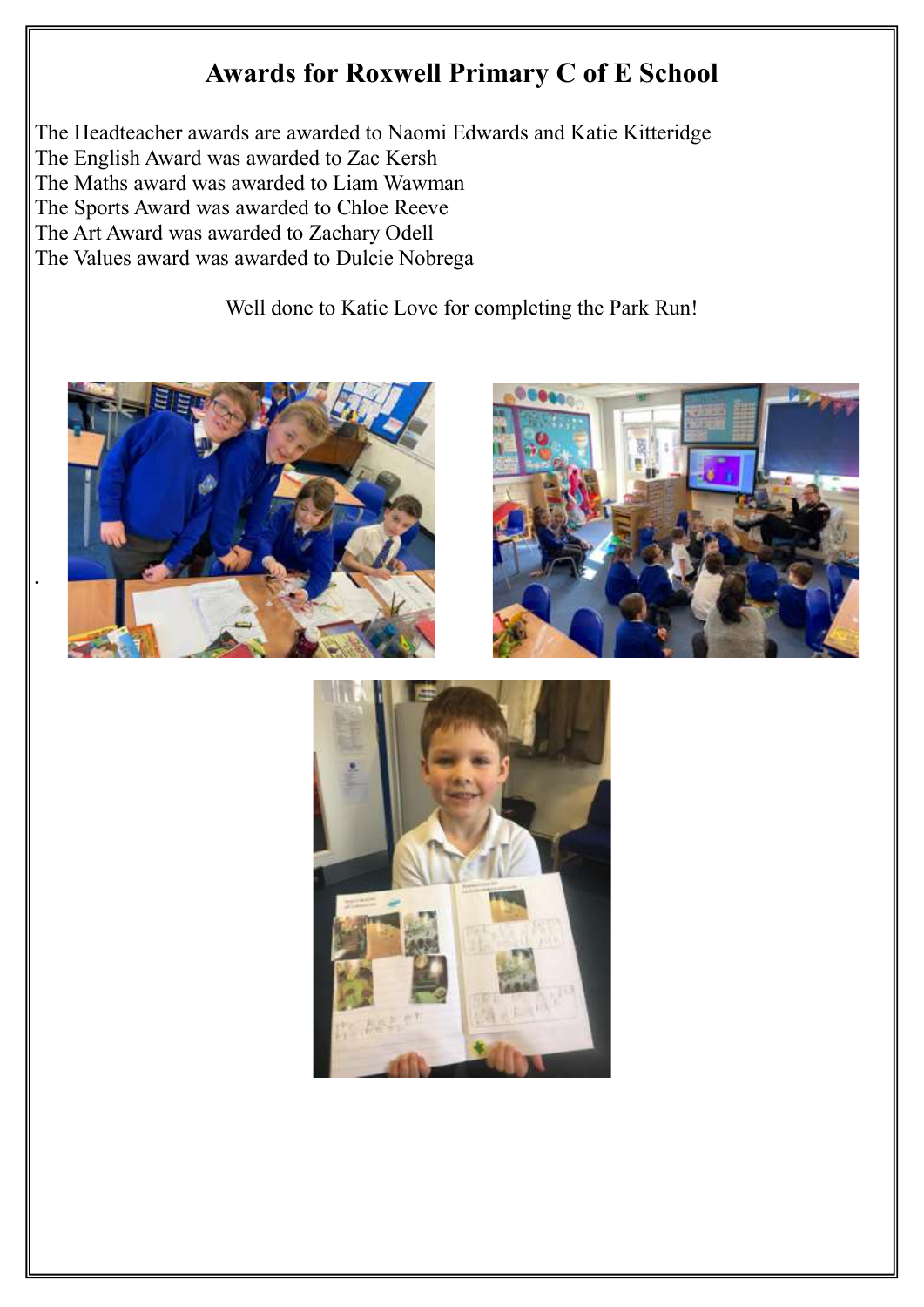# Awards for Roxwell Primary C of E School

The Headteacher awards are awarded to Naomi Edwards and Katie Kitteridge
The English Award was awarded to Zac Kersh
The Maths award was awarded to Liam Wawman
The Sports Award was awarded to Chloe Reeve
The Art Award was awarded to Zachary Odell
The Values award was awarded to Dulcie Nobrega

Well done to Katie Love for completing the Park Run!